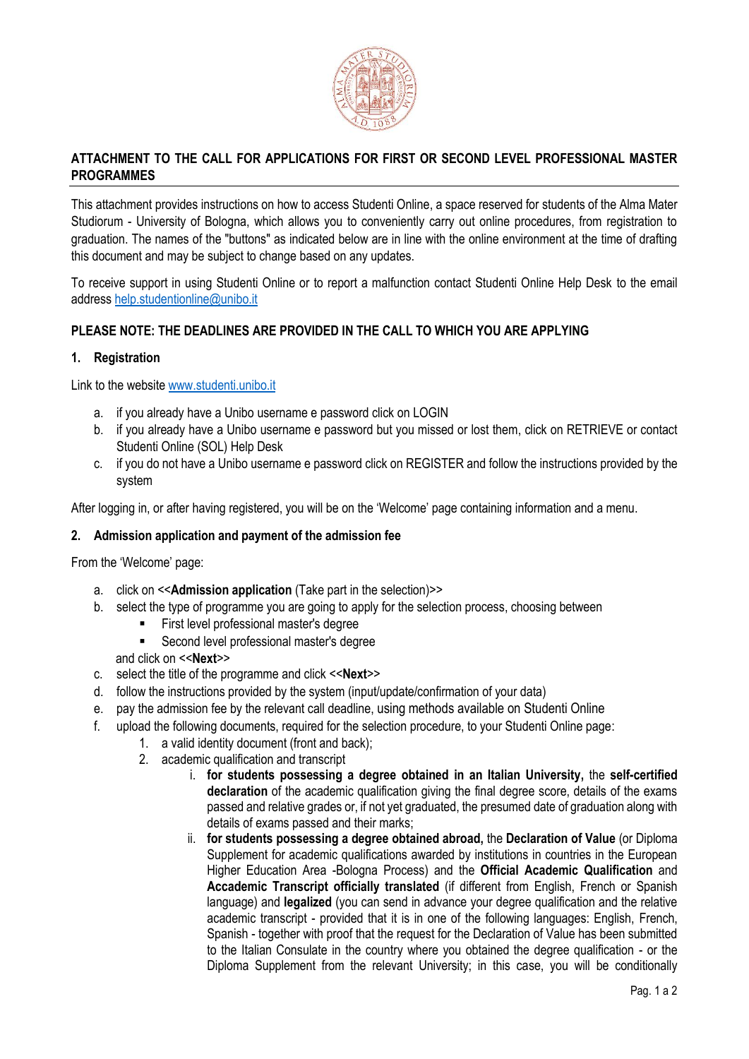**ATTACHMENT TO THE CALL FOR APPLICATIONS FOR FIRST OR SECOND LEVEL PROFESSIONAL MASTER PROGRAMMES**

This attachment provides instructions on how to access Studenti Online, a space reserved for students of the Alma Mater Studiorum - University of Bologna, which allows you to conveniently carry out online procedures, from registration to graduation. The names of the "buttons" as indicated below are in line with the online environment at the time of drafting this document and may be subject to change based on any updates.

To receive support in using Studenti Online or to report a malfunction contact Studenti Online Help Desk to the email address help.studentionline@unibo.it

**PLEASE NOTE: THE DEADLINES ARE PROVIDED IN THE CALL TO WHICH YOU ARE APPLYING**

**1. Registration**

Link to the website www.studenti.unibo.it

a. if you already have a Unibo username e password click on LOGIN
b. if you already have a Unibo username e password but you missed or lost them, click on RETRIEVE or contact Studenti Online (SOL) Help Desk
c. if you do not have a Unibo username e password click on REGISTER and follow the instructions provided by the system

After logging in, or after having registered, you will be on the 'Welcome' page containing information and a menu.

**2. Admission application and payment of the admission fee**

From the 'Welcome' page:

a. click on <<**Admission application** (Take part in the selection)>>
b. select the type of programme you are going to apply for the selection process, choosing between
   - First level professional master's degree
   - Second level professional master's degree

   and click on <<**Next**>>
c. select the title of the programme and click <<**Next**>>
d. follow the instructions provided by the system (input/update/confirmation of your data)
e. pay the admission fee by the relevant call deadline, using methods available on Studenti Online
f. upload the following documents, required for the selection procedure, to your Studenti Online page:
   1. a valid identity document (front and back);
   2. academic qualification and transcript
      i. **for students possessing a degree obtained in an Italian University,** the **self-certified declaration** of the academic qualification giving the final degree score, details of the exams passed and relative grades or, if not yet graduated, the presumed date of graduation along with details of exams passed and their marks;
      ii. **for students possessing a degree obtained abroad,** the **Declaration of Value** (or Diploma Supplement for academic qualifications awarded by institutions in countries in the European Higher Education Area -Bologna Process) and the **Official Academic Qualification** and **Accademic Transcript officially translated** (if different from English, French or Spanish language) and **legalized** (you can send in advance your degree qualification and the relative academic transcript - provided that it is in one of the following languages: English, French, Spanish - together with proof that the request for the Declaration of Value has been submitted to the Italian Consulate in the country where you obtained the degree qualification - or the Diploma Supplement from the relevant University; in this case, you will be conditionally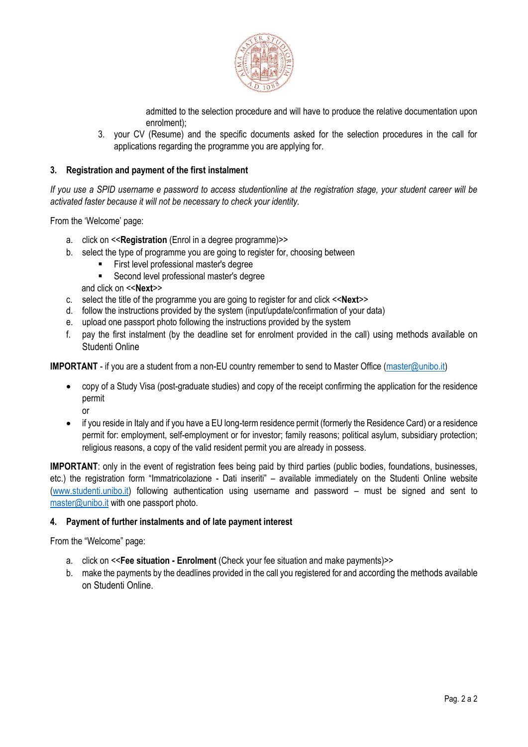admitted to the selection procedure and will have to produce the relative documentation upon enrolment);

3. your CV (Resume) and the specific documents asked for the selection procedures in the call for applications regarding the programme you are applying for.

### 3. Registration and payment of the first instalment

*If you use a SPID username e password to access studentionline at the registration stage, your student career will be activated faster because it will not be necessary to check your identity.*

From the 'Welcome' page:

a. click on <<**Registration** (Enrol in a degree programme)>>
b. select the type of programme you are going to register for, choosing between
   - First level professional master's degree
   - Second level professional master's degree

   and click on <<**Next**>>
c. select the title of the programme you are going to register for and click <<**Next**>>
d. follow the instructions provided by the system (input/update/confirmation of your data)
e. upload one passport photo following the instructions provided by the system
f. pay the first instalment (by the deadline set for enrolment provided in the call) using methods available on Studenti Online

**IMPORTANT** - if you are a student from a non-EU country remember to send to Master Office (master@unibo.it)

- copy of a Study Visa (post-graduate studies) and copy of the receipt confirming the application for the residence permit
  or
- if you reside in Italy and if you have a EU long-term residence permit (formerly the Residence Card) or a residence permit for: employment, self-employment or for investor; family reasons; political asylum, subsidiary protection; religious reasons, a copy of the valid resident permit you are already in possess.

**IMPORTANT**: only in the event of registration fees being paid by third parties (public bodies, foundations, businesses, etc.) the registration form "Immatricolazione - Dati inseriti" – available immediately on the Studenti Online website (www.studenti.unibo.it) following authentication using username and password – must be signed and sent to master@unibo.it with one passport photo.

### 4. Payment of further instalments and of late payment interest

From the "Welcome" page:

a. click on <<**Fee situation - Enrolment** (Check your fee situation and make payments)>>
b. make the payments by the deadlines provided in the call you registered for and according the methods available on Studenti Online.